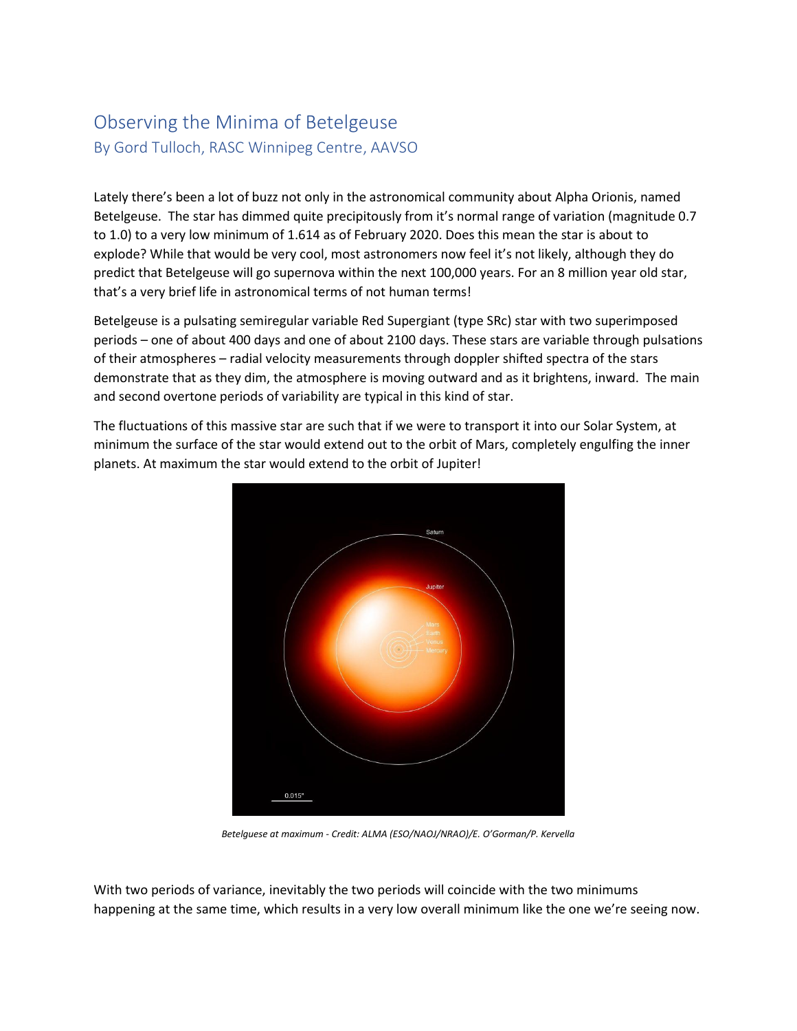# Observing the Minima of Betelgeuse

## By Gord Tulloch, RASC Winnipeg Centre, AAVSO

Lately there's been a lot of buzz not only in the astronomical community about Alpha Orionis, named Betelgeuse. The star has dimmed quite precipitously from it's normal range of variation (magnitude 0.7 to 1.0) to a very low minimum of 1.614 as of February 2020. Does this mean the star is about to explode? While that would be very cool, most astronomers now feel it's not likely, although they do predict that Betelgeuse will go supernova within the next 100,000 years. For an 8 million year old star, that's a very brief life in astronomical terms of not human terms!

Betelgeuse is a pulsating semiregular variable Red Supergiant (type SRc) star with two superimposed periods – one of about 400 days and one of about 2100 days. These stars are variable through pulsations of their atmospheres – radial velocity measurements through doppler shifted spectra of the stars demonstrate that as they dim, the atmosphere is moving outward and as it brightens, inward. The main and second overtone periods of variability are typical in this kind of star.

The fluctuations of this massive star are such that if we were to transport it into our Solar System, at minimum the surface of the star would extend out to the orbit of Mars, completely engulfing the inner planets. At maximum the star would extend to the orbit of Jupiter!

*Betelguese at maximum - Credit: ALMA (ESO/NAOJ/NRAO)/E. O'Gorman/P. Kervella*

With two periods of variance, inevitably the two periods will coincide with the two minimums happening at the same time, which results in a very low overall minimum like the one we're seeing now.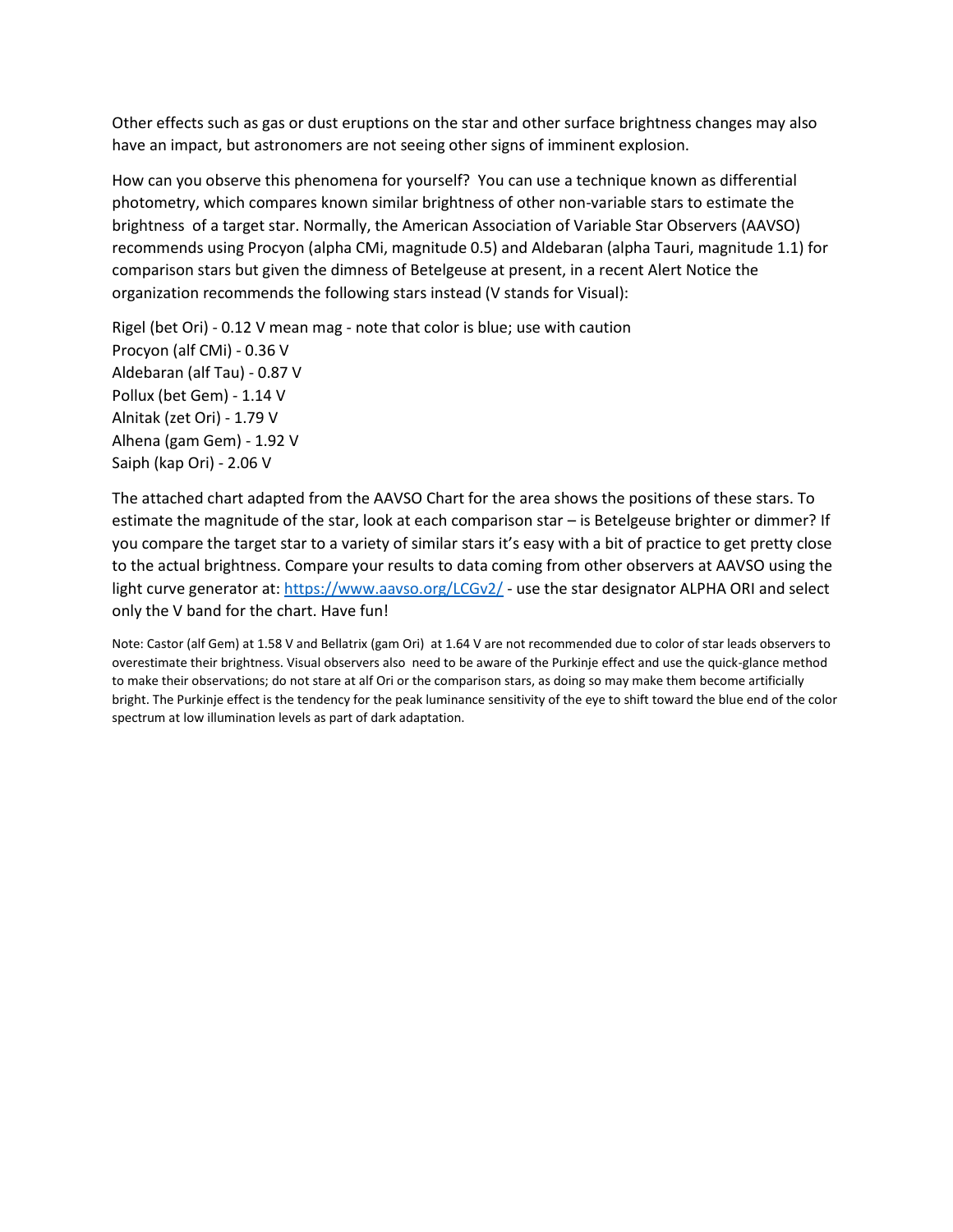Other effects such as gas or dust eruptions on the star and other surface brightness changes may also have an impact, but astronomers are not seeing other signs of imminent explosion.

How can you observe this phenomena for yourself? You can use a technique known as differential photometry, which compares known similar brightness of other non-variable stars to estimate the brightness of a target star. Normally, the American Association of Variable Star Observers (AAVSO) recommends using Procyon (alpha CMi, magnitude 0.5) and Aldebaran (alpha Tauri, magnitude 1.1) for comparison stars but given the dimness of Betelgeuse at present, in a recent Alert Notice the organization recommends the following stars instead (V stands for Visual):

Rigel (bet Ori) - 0.12 V mean mag - note that color is blue; use with caution
Procyon (alf CMi) - 0.36 V
Aldebaran (alf Tau) - 0.87 V
Pollux (bet Gem) - 1.14 V
Alnitak (zet Ori) - 1.79 V
Alhena (gam Gem) - 1.92 V
Saiph (kap Ori) - 2.06 V

The attached chart adapted from the AAVSO Chart for the area shows the positions of these stars. To estimate the magnitude of the star, look at each comparison star – is Betelgeuse brighter or dimmer? If you compare the target star to a variety of similar stars it's easy with a bit of practice to get pretty close to the actual brightness. Compare your results to data coming from other observers at AAVSO using the light curve generator at: [https://www.aavso.org/LCGv2/](https://www.aavso.org/LCGv2/) - use the star designator ALPHA ORI and select only the V band for the chart. Have fun!

Note: Castor (alf Gem) at 1.58 V and Bellatrix (gam Ori) at 1.64 V are not recommended due to color of star leads observers to overestimate their brightness. Visual observers also need to be aware of the Purkinje effect and use the quick-glance method to make their observations; do not stare at alf Ori or the comparison stars, as doing so may make them become artificially bright. The Purkinje effect is the tendency for the peak luminance sensitivity of the eye to shift toward the blue end of the color spectrum at low illumination levels as part of dark adaptation.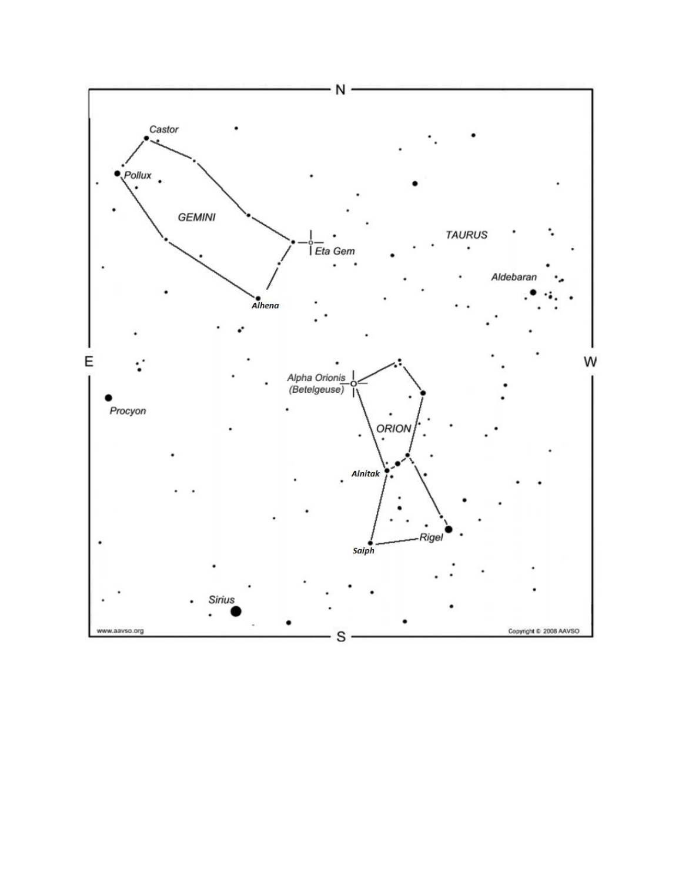N

E

W

S

Castor

Pollux

GEMINI

Eta Gem

Alhena

TAURUS

Aldebaran

Procyon

Alpha Orionis
(Betelgeuse)

ORION

Alnitak

Rigel

Saiph

Sirius

www.aavso.org

Copyright © 2008 AAVSO